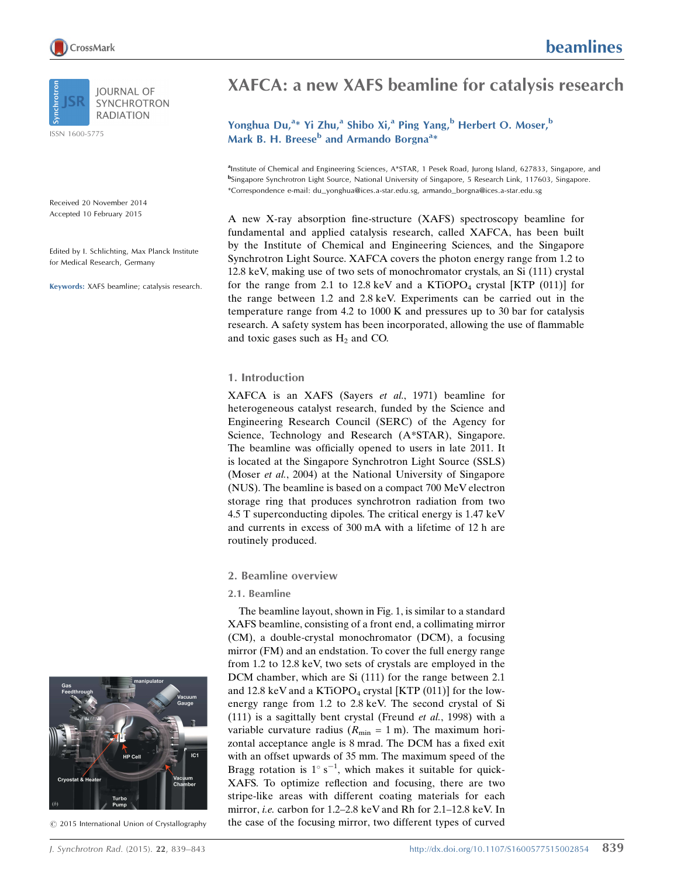# XAFCA: a new XAFS beamline for catalysis research

Yonghua Du,[a]* Yi Zhu,[a] Shibo Xi,[a] Ping Yang,[b] Herbert O. Moser,[b] Mark B. H. Breese[b] and Armando Borgna[a]*

[a]Institute of Chemical and Engineering Sciences, A*STAR, 1 Pesek Road, Jurong Island, 627833, Singapore, and [b]Singapore Synchrotron Light Source, National University of Singapore, 5 Research Link, 117603, Singapore. *Correspondence e-mail: du_yonghua@ices.a-star.edu.sg, armando_borgna@ices.a-star.edu.sg

Received 20 November 2014
Accepted 10 February 2015

Edited by I. Schlichting, Max Planck Institute for Medical Research, Germany

**Keywords:** XAFS beamline; catalysis research.

© 2015 International Union of Crystallography

A new X-ray absorption fine-structure (XAFS) spectroscopy beamline for fundamental and applied catalysis research, called XAFCA, has been built by the Institute of Chemical and Engineering Sciences, and the Singapore Synchrotron Light Source. XAFCA covers the photon energy range from 1.2 to 12.8 keV, making use of two sets of monochromator crystals, an Si (111) crystal for the range from 2.1 to 12.8 keV and a $KTiOPO_4$ crystal [KTP (011)] for the range between 1.2 and 2.8 keV. Experiments can be carried out in the temperature range from 4.2 to 1000 K and pressures up to 30 bar for catalysis research. A safety system has been incorporated, allowing the use of flammable and toxic gases such as $H_2$ and CO.

## 1. Introduction

XAFCA is an XAFS (Sayers *et al.*, 1971) beamline for heterogeneous catalyst research, funded by the Science and Engineering Research Council (SERC) of the Agency for Science, Technology and Research (A*STAR), Singapore. The beamline was officially opened to users in late 2011. It is located at the Singapore Synchrotron Light Source (SSLS) (Moser *et al.*, 2004) at the National University of Singapore (NUS). The beamline is based on a compact 700 MeV electron storage ring that produces synchrotron radiation from two 4.5 T superconducting dipoles. The critical energy is 1.47 keV and currents in excess of 300 mA with a lifetime of 12 h are routinely produced.

## 2. Beamline overview

### 2.1. Beamline

The beamline layout, shown in Fig. 1, is similar to a standard XAFS beamline, consisting of a front end, a collimating mirror (CM), a double-crystal monochromator (DCM), a focusing mirror (FM) and an endstation. To cover the full energy range from 1.2 to 12.8 keV, two sets of crystals are employed in the DCM chamber, which are Si (111) for the range between 2.1 and 12.8 keV and a $KTiOPO_4$ crystal [KTP (011)] for the low-energy range from 1.2 to 2.8 keV. The second crystal of Si (111) is a sagittally bent crystal (Freund *et al.*, 1998) with a variable curvature radius ($R_{min}$ = 1 m). The maximum horizontal acceptance angle is 8 mrad. The DCM has a fixed exit with an offset upwards of 35 mm. The maximum speed of the Bragg rotation is $1^\circ$ $s^{-1}$, which makes it suitable for quick-XAFS. To optimize reflection and focusing, there are two stripe-like areas with different coating materials for each mirror, *i.e.* carbon for 1.2–2.8 keV and Rh for 2.1–12.8 keV. In the case of the focusing mirror, two different types of curved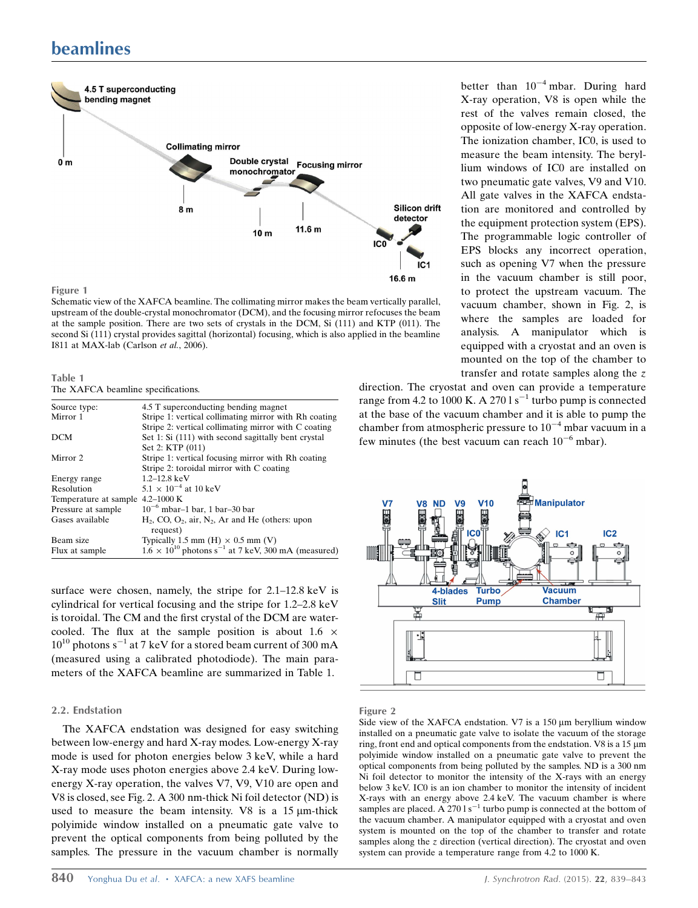Figure 1

Schematic view of the XAFCA beamline. The collimating mirror makes the beam vertically parallel, upstream of the double-crystal monochromator (DCM), and the focusing mirror refocuses the beam at the sample position. There are two sets of crystals in the DCM, Si (111) and KTP (011). The second Si (111) crystal provides sagittal (horizontal) focusing, which is also applied in the beamline I811 at MAX-lab (Carlson *et al.*, 2006).

Table 1
The XAFCA beamline specifications.

| | |
|---|---|
| Source type: | 4.5 T superconducting bending magnet |
| Mirror 1 | Stripe 1: vertical collimating mirror with Rh coating |
| | Stripe 2: vertical collimating mirror with C coating |
| DCM | Set 1: Si (111) with second sagittally bent crystal |
| | Set 2: KTP (011) |
| Mirror 2 | Stripe 1: vertical focusing mirror with Rh coating |
| | Stripe 2: toroidal mirror with C coating |
| Energy range | 1.2–12.8 keV |
| Resolution | $5.1 \times 10^{-4}$ at 10 keV |
| Temperature at sample | 4.2–1000 K |
| Pressure at sample | $10^{-6}$ mbar–1 bar, 1 bar–30 bar |
| Gases available | $H_2$, CO, $O_2$, air, $N_2$, Ar and He (others: upon request) |
| Beam size | Typically 1.5 mm (H) × 0.5 mm (V) |
| Flux at sample | $1.6 \times 10^{10}$ photons $s^{-1}$ at 7 keV, 300 mA (measured) |

surface were chosen, namely, the stripe for 2.1–12.8 keV is cylindrical for vertical focusing and the stripe for 1.2–2.8 keV is toroidal. The CM and the first crystal of the DCM are water-cooled. The flux at the sample position is about $1.6 \times 10^{10}$ photons $s^{-1}$ at 7 keV for a stored beam current of 300 mA (measured using a calibrated photodiode). The main parameters of the XAFCA beamline are summarized in Table 1.

### 2.2. Endstation

The XAFCA endstation was designed for easy switching between low-energy and hard X-ray modes. Low-energy X-ray mode is used for photon energies below 3 keV, while a hard X-ray mode uses photon energies above 2.4 keV. During low-energy X-ray operation, the valves V7, V9, V10 are open and V8 is closed, see Fig. 2. A 300 nm-thick Ni foil detector (ND) is used to measure the beam intensity. V8 is a 15 µm-thick polyimide window installed on a pneumatic gate valve to prevent the optical components from being polluted by the samples. The pressure in the vacuum chamber is normally better than $10^{-4}$ mbar. During hard X-ray operation, V8 is open while the rest of the valves remain closed, the opposite of low-energy X-ray operation. The ionization chamber, IC0, is used to measure the beam intensity. The beryllium windows of IC0 are installed on two pneumatic gate valves, V9 and V10. All gate valves in the XAFCA endstation are monitored and controlled by the equipment protection system (EPS). The programmable logic controller of EPS blocks any incorrect operation, such as opening V7 when the pressure in the vacuum chamber is still poor, to protect the upstream vacuum. The vacuum chamber, shown in Fig. 2, is where the samples are loaded for analysis. A manipulator which is equipped with a cryostat and an oven is mounted on the top of the chamber to transfer and rotate samples along the *z* direction. The cryostat and oven can provide a temperature range from 4.2 to 1000 K. A 270 l $s^{-1}$ turbo pump is connected at the base of the vacuum chamber and it is able to pump the chamber from atmospheric pressure to $10^{-4}$ mbar vacuum in a few minutes (the best vacuum can reach $10^{-6}$ mbar).

Figure 2

Side view of the XAFCA endstation. V7 is a 150 µm beryllium window installed on a pneumatic gate valve to isolate the vacuum of the storage ring, front end and optical components from the endstation. V8 is a 15 µm polyimide window installed on a pneumatic gate valve to prevent the optical components from being polluted by the samples. ND is a 300 nm Ni foil detector to monitor the intensity of the X-rays with an energy below 3 keV. IC0 is an ion chamber to monitor the intensity of incident X-rays with an energy above 2.4 keV. The vacuum chamber is where samples are placed. A 270 l $s^{-1}$ turbo pump is connected at the bottom of the vacuum chamber. A manipulator equipped with a cryostat and oven system is mounted on the top of the chamber to transfer and rotate samples along the *z* direction (vertical direction). The cryostat and oven system can provide a temperature range from 4.2 to 1000 K.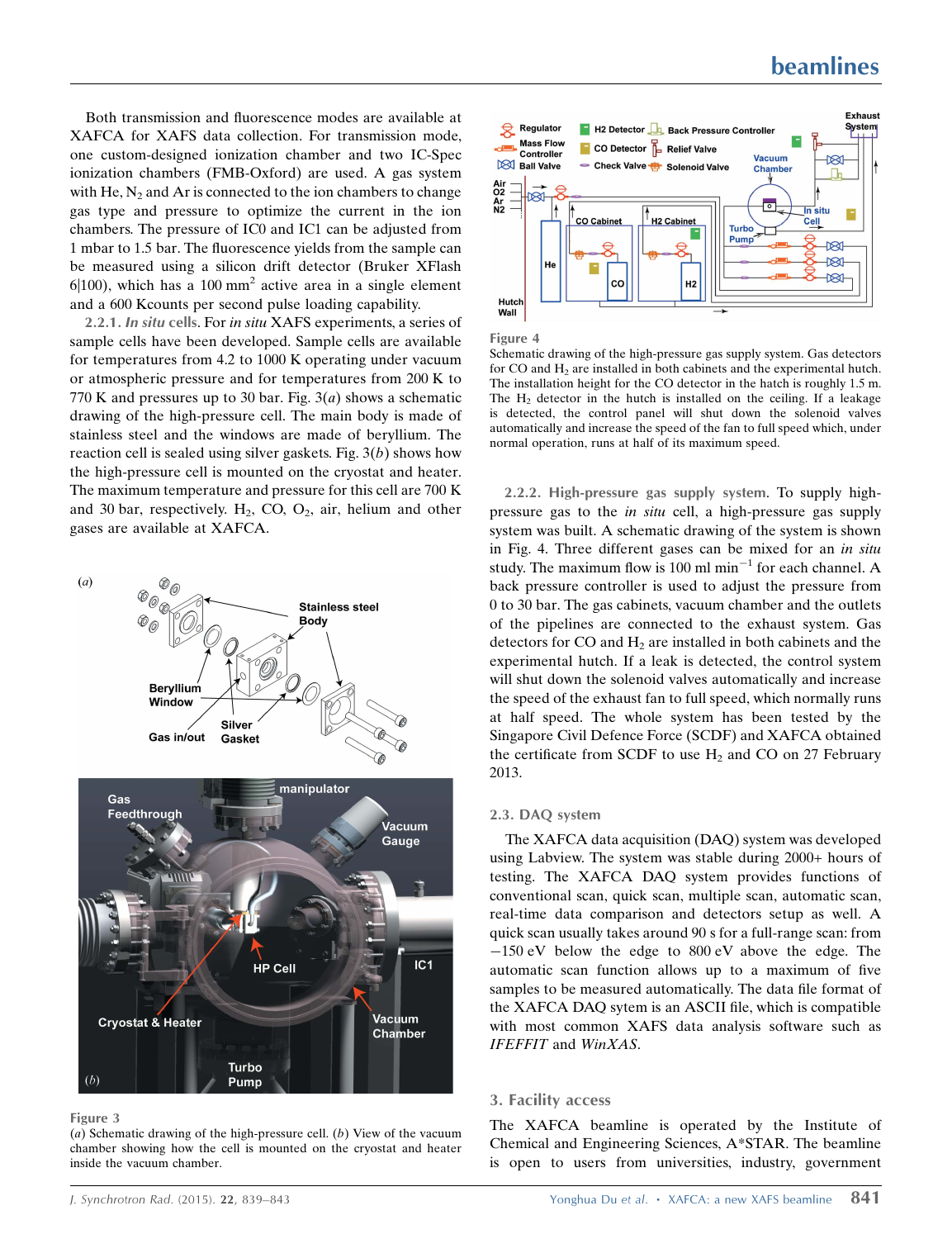Both transmission and fluorescence modes are available at XAFCA for XAFS data collection. For transmission mode, one custom-designed ionization chamber and two IC-Spec ionization chambers (FMB-Oxford) are used. A gas system with He, $N_2$ and Ar is connected to the ion chambers to change gas type and pressure to optimize the current in the chambers. The pressure of IC0 and IC1 can be adjusted from 1 mbar to 1.5 bar. The fluorescence yields from the sample can be measured using a silicon drift detector (Bruker XFlash 6|100), which has a 100 $mm^2$ active area in a single element and a 600 Kcounts per second pulse loading capability.

2.2.1. *In situ* cells. For *in situ* XAFS experiments, a series of sample cells have been developed. Sample cells are available for temperatures from 4.2 to 1000 K operating under vacuum or atmospheric pressure and for temperatures from 200 K to 770 K and pressures up to 30 bar. Fig. 3(*a*) shows a schematic drawing of the high-pressure cell. The main body is made of stainless steel and the windows are made of beryllium. The reaction cell is sealed using silver gaskets. Fig. 3(*b*) shows how the high-pressure cell is mounted on the cryostat and heater. The maximum temperature and pressure for this cell are 700 K and 30 bar, respectively. $H_2$, CO, $O_2$, air, helium and other gases are available at XAFCA.

Figure 3
(*a*) Schematic drawing of the high-pressure cell. (*b*) View of the vacuum chamber showing how the cell is mounted on the cryostat and heater inside the vacuum chamber.

Figure 4
Schematic drawing of the high-pressure gas supply system. Gas detectors for CO and $H_2$ are installed in both cabinets and the experimental hutch. The installation height for the CO detector in the hatch is roughly 1.5 m. The $H_2$ detector in the hutch is installed on the ceiling. If a leakage is detected, the control panel will shut down the solenoid valves automatically and increase the speed of the fan to full speed which, under normal operation, runs at half of its maximum speed.

2.2.2. High-pressure gas supply system. To supply high-pressure gas to the *in situ* cell, a high-pressure gas supply system was built. A schematic drawing of the system is shown in Fig. 4. Three different gases can be mixed for an *in situ* study. The maximum flow is 100 ml $min^{-1}$ for each channel. A back pressure controller is used to adjust the pressure from 0 to 30 bar. The gas cabinets, vacuum chamber and the outlets of the pipelines are connected to the exhaust system. Gas detectors for CO and $H_2$ are installed in both cabinets and the experimental hutch. If a leak is detected, the control system will shut down the solenoid valves automatically and increase the speed of the exhaust fan to full speed, which normally runs at half speed. The whole system has been tested by the Singapore Civil Defence Force (SCDF) and XAFCA obtained the certificate from SCDF to use $H_2$ and CO on 27 February 2013.

## 2.3. DAQ system

The XAFCA data acquisition (DAQ) system was developed using Labview. The system was stable during 2000+ hours of testing. The XAFCA DAQ system provides functions of conventional scan, quick scan, multiple scan, automatic scan, real-time data comparison and detectors setup as well. A quick scan usually takes around 90 s for a full-range scan: from −150 eV below the edge to 800 eV above the edge. The automatic scan function allows up to a maximum of five samples to be measured automatically. The data file format of the XAFCA DAQ sytem is an ASCII file, which is compatible with most common XAFS data analysis software such as *IFEFFIT* and *WinXAS*.

## 3. Facility access

The XAFCA beamline is operated by the Institute of Chemical and Engineering Sciences, A*STAR. The beamline is open to users from universities, industry, government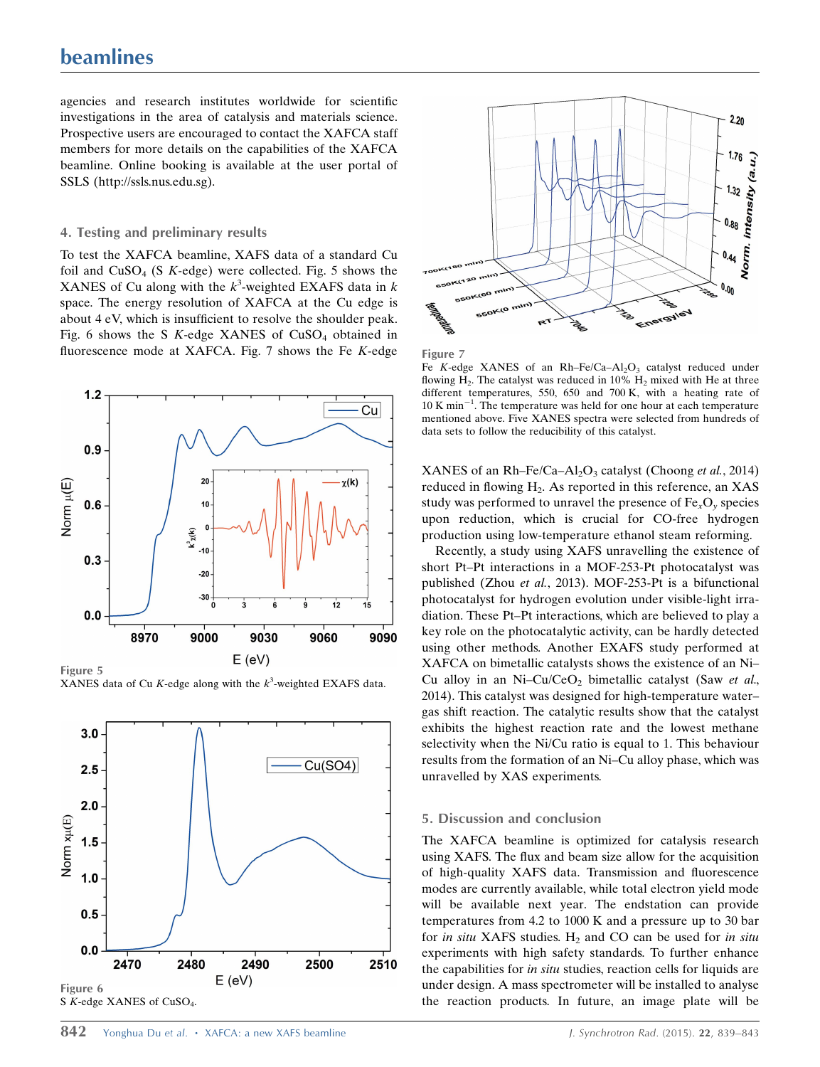agencies and research institutes worldwide for scientific investigations in the area of catalysis and materials science. Prospective users are encouraged to contact the XAFCA staff members for more details on the capabilities of the XAFCA beamline. Online booking is available at the user portal of SSLS (http://ssls.nus.edu.sg).

## 4. Testing and preliminary results

To test the XAFCA beamline, XAFS data of a standard Cu foil and $CuSO_4$ (S *K*-edge) were collected. Fig. 5 shows the XANES of Cu along with the $k^3$-weighted EXAFS data in *k* space. The energy resolution of XAFCA at the Cu edge is about 4 eV, which is insufficient to resolve the shoulder peak. Fig. 6 shows the S *K*-edge XANES of $CuSO_4$ obtained in fluorescence mode at XAFCA. Fig. 7 shows the Fe *K*-edge XANES of an Rh–Fe/Ca–$Al_2O_3$ catalyst (Choong *et al.*, 2014) reduced in flowing $H_2$. As reported in this reference, an XAS study was performed to unravel the presence of $Fe_xO_y$ species upon reduction, which is crucial for CO-free hydrogen production using low-temperature ethanol steam reforming.

**Figure 5**
XANES data of Cu *K*-edge along with the $k^3$-weighted EXAFS data.

**Figure 6**
S *K*-edge XANES of $CuSO_4$.

**Figure 7**
Fe *K*-edge XANES of an Rh–Fe/Ca–$Al_2O_3$ catalyst reduced under flowing $H_2$. The catalyst was reduced in 10% $H_2$ mixed with He at three different temperatures, 550, 650 and 700 K, with a heating rate of 10 K $min^{-1}$. The temperature was held for one hour at each temperature mentioned above. Five XANES spectra were selected from hundreds of data sets to follow the reducibility of this catalyst.

Recently, a study using XAFS unravelling the existence of short Pt–Pt interactions in a MOF-253-Pt photocatalyst was published (Zhou *et al.*, 2013). MOF-253-Pt is a bifunctional photocatalyst for hydrogen evolution under visible-light irradiation. These Pt–Pt interactions, which are believed to play a key role on the photocatalytic activity, can be hardly detected using other methods. Another EXAFS study performed at XAFCA on bimetallic catalysts shows the existence of an Ni–Cu alloy in an Ni–Cu/$CeO_2$ bimetallic catalyst (Saw *et al.*, 2014). This catalyst was designed for high-temperature water–gas shift reaction. The catalytic results show that the catalyst exhibits the highest reaction rate and the lowest methane selectivity when the Ni/Cu ratio is equal to 1. This behaviour results from the formation of an Ni–Cu alloy phase, which was unravelled by XAS experiments.

## 5. Discussion and conclusion

The XAFCA beamline is optimized for catalysis research using XAFS. The flux and beam size allow for the acquisition of high-quality XAFS data. Transmission and fluorescence modes are currently available, while total electron yield mode will be available next year. The endstation can provide temperatures from 4.2 to 1000 K and a pressure up to 30 bar for *in situ* XAFS studies. $H_2$ and CO can be used for *in situ* experiments with high safety standards. To further enhance the capabilities for *in situ* studies, reaction cells for liquids are under design. A mass spectrometer will be installed to analyse the reaction products. In future, an image plate will be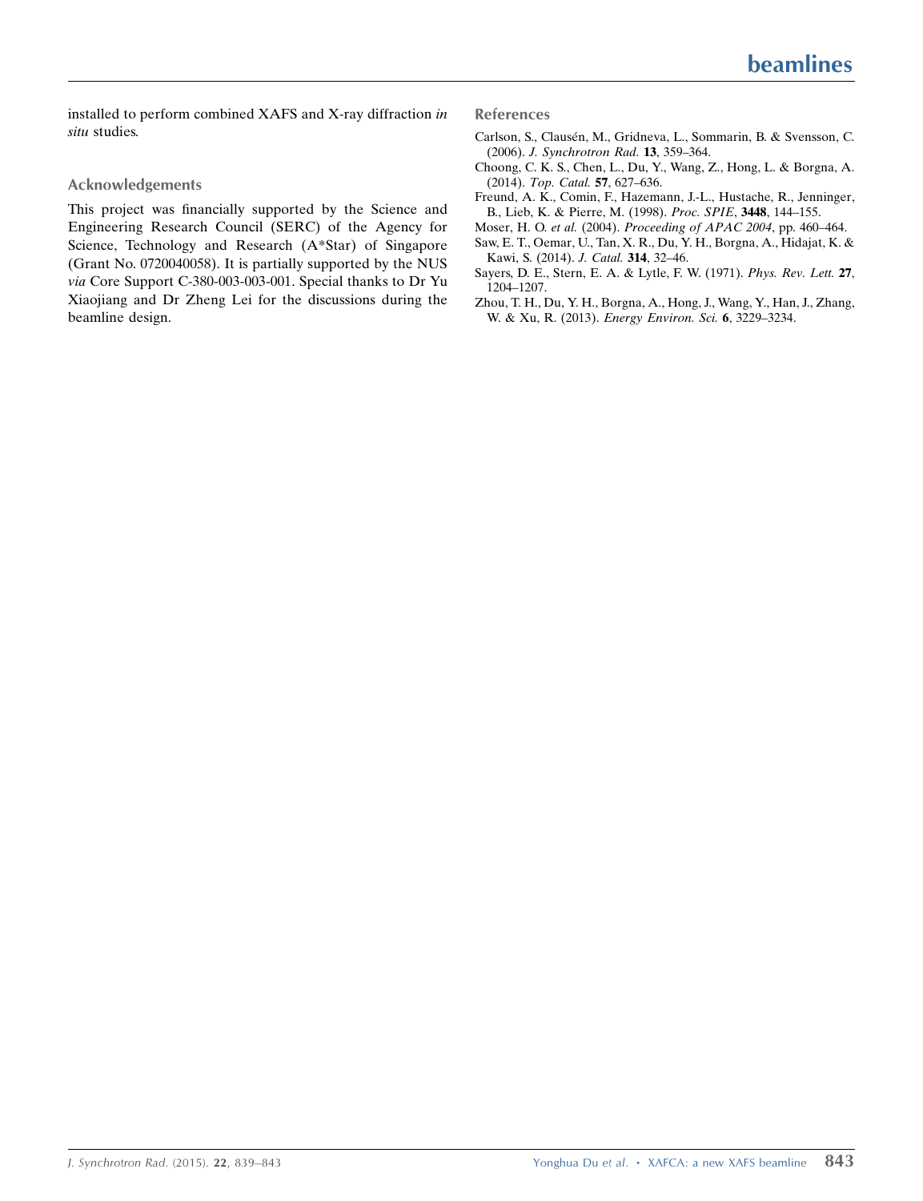installed to perform combined XAFS and X-ray diffraction *in situ* studies.

## Acknowledgements

This project was financially supported by the Science and Engineering Research Council (SERC) of the Agency for Science, Technology and Research (A*Star) of Singapore (Grant No. 0720040058). It is partially supported by the NUS *via* Core Support C-380-003-003-001. Special thanks to Dr Yu Xiaojiang and Dr Zheng Lei for the discussions during the beamline design.

## References

Carlson, S., Clausén, M., Gridneva, L., Sommarin, B. & Svensson, C. (2006). *J. Synchrotron Rad.* **13**, 359–364.

Choong, C. K. S., Chen, L., Du, Y., Wang, Z., Hong, L. & Borgna, A. (2014). *Top. Catal.* **57**, 627–636.

Freund, A. K., Comin, F., Hazemann, J.-L., Hustache, R., Jenninger, B., Lieb, K. & Pierre, M. (1998). *Proc. SPIE*, **3448**, 144–155.

Moser, H. O. *et al.* (2004). *Proceeding of APAC 2004*, pp. 460–464.

Saw, E. T., Oemar, U., Tan, X. R., Du, Y. H., Borgna, A., Hidajat, K. & Kawi, S. (2014). *J. Catal.* **314**, 32–46.

Sayers, D. E., Stern, E. A. & Lytle, F. W. (1971). *Phys. Rev. Lett.* **27**, 1204–1207.

Zhou, T. H., Du, Y. H., Borgna, A., Hong, J., Wang, Y., Han, J., Zhang, W. & Xu, R. (2013). *Energy Environ. Sci.* **6**, 3229–3234.